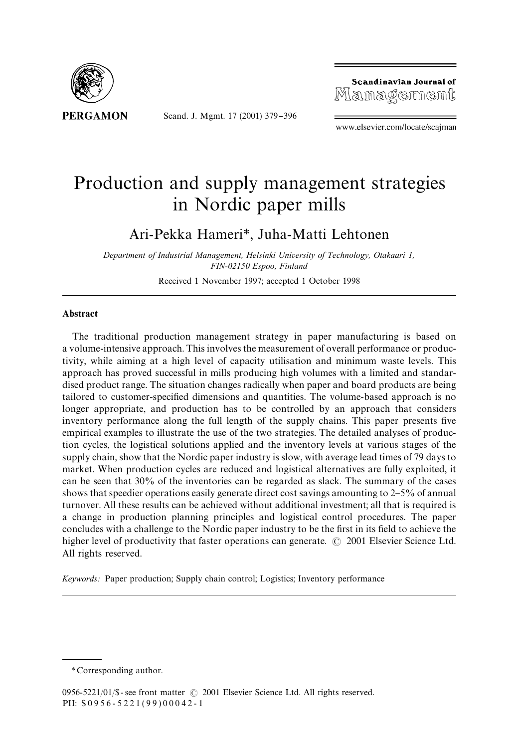# Production and supply management strategies in Nordic paper mills

Ari-Pekka Hameri*, Juha-Matti Lehtonen

*Department of Industrial Management, Helsinki University of Technology, Otakaari 1, FIN-02150 Espoo, Finland*

Received 1 November 1997; accepted 1 October 1998

## Abstract

The traditional production management strategy in paper manufacturing is based on a volume-intensive approach. This involves the measurement of overall performance or productivity, while aiming at a high level of capacity utilisation and minimum waste levels. This approach has proved successful in mills producing high volumes with a limited and standardised product range. The situation changes radically when paper and board products are being tailored to customer-specified dimensions and quantities. The volume-based approach is no longer appropriate, and production has to be controlled by an approach that considers inventory performance along the full length of the supply chains. This paper presents five empirical examples to illustrate the use of the two strategies. The detailed analyses of production cycles, the logistical solutions applied and the inventory levels at various stages of the supply chain, show that the Nordic paper industry is slow, with average lead times of 79 days to market. When production cycles are reduced and logistical alternatives are fully exploited, it can be seen that 30% of the inventories can be regarded as slack. The summary of the cases shows that speedier operations easily generate direct cost savings amounting to 2–5% of annual turnover. All these results can be achieved without additional investment; all that is required is a change in production planning principles and logistical control procedures. The paper concludes with a challenge to the Nordic paper industry to be the first in its field to achieve the higher level of productivity that faster operations can generate. © 2001 Elsevier Science Ltd. All rights reserved.

*Keywords:* Paper production; Supply chain control; Logistics; Inventory performance

---

\* Corresponding author.

0956-5221/01/$ - see front matter © 2001 Elsevier Science Ltd. All rights reserved.
PII: S0956-5221(99)00042-1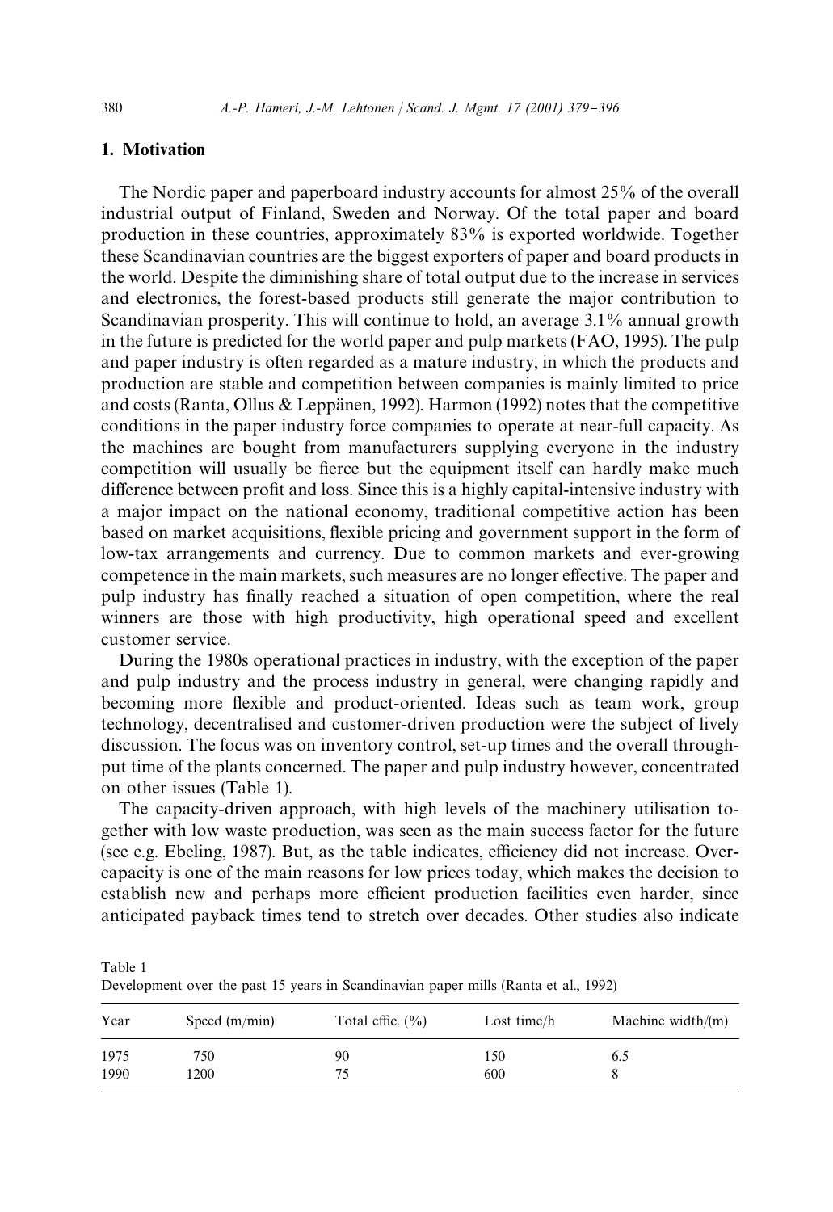## 1. Motivation

The Nordic paper and paperboard industry accounts for almost 25% of the overall industrial output of Finland, Sweden and Norway. Of the total paper and board production in these countries, approximately 83% is exported worldwide. Together these Scandinavian countries are the biggest exporters of paper and board products in the world. Despite the diminishing share of total output due to the increase in services and electronics, the forest-based products still generate the major contribution to Scandinavian prosperity. This will continue to hold, an average 3.1% annual growth in the future is predicted for the world paper and pulp markets (FAO, 1995). The pulp and paper industry is often regarded as a mature industry, in which the products and production are stable and competition between companies is mainly limited to price and costs (Ranta, Ollus & Leppänen, 1992). Harmon (1992) notes that the competitive conditions in the paper industry force companies to operate at near-full capacity. As the machines are bought from manufacturers supplying everyone in the industry competition will usually be fierce but the equipment itself can hardly make much difference between profit and loss. Since this is a highly capital-intensive industry with a major impact on the national economy, traditional competitive action has been based on market acquisitions, flexible pricing and government support in the form of low-tax arrangements and currency. Due to common markets and ever-growing competence in the main markets, such measures are no longer effective. The paper and pulp industry has finally reached a situation of open competition, where the real winners are those with high productivity, high operational speed and excellent customer service.

During the 1980s operational practices in industry, with the exception of the paper and pulp industry and the process industry in general, were changing rapidly and becoming more flexible and product-oriented. Ideas such as team work, group technology, decentralised and customer-driven production were the subject of lively discussion. The focus was on inventory control, set-up times and the overall throughput time of the plants concerned. The paper and pulp industry however, concentrated on other issues (Table 1).

The capacity-driven approach, with high levels of the machinery utilisation together with low waste production, was seen as the main success factor for the future (see e.g. Ebeling, 1987). But, as the table indicates, efficiency did not increase. Overcapacity is one of the main reasons for low prices today, which makes the decision to establish new and perhaps more efficient production facilities even harder, since anticipated payback times tend to stretch over decades. Other studies also indicate

Table 1
Development over the past 15 years in Scandinavian paper mills (Ranta et al., 1992)

| Year | Speed (m/min) | Total effic. (%) | Lost time/h | Machine width/(m) |
|---|---|---|---|---|
| 1975 | 750 | 90 | 150 | 6.5 |
| 1990 | 1200 | 75 | 600 | 8 |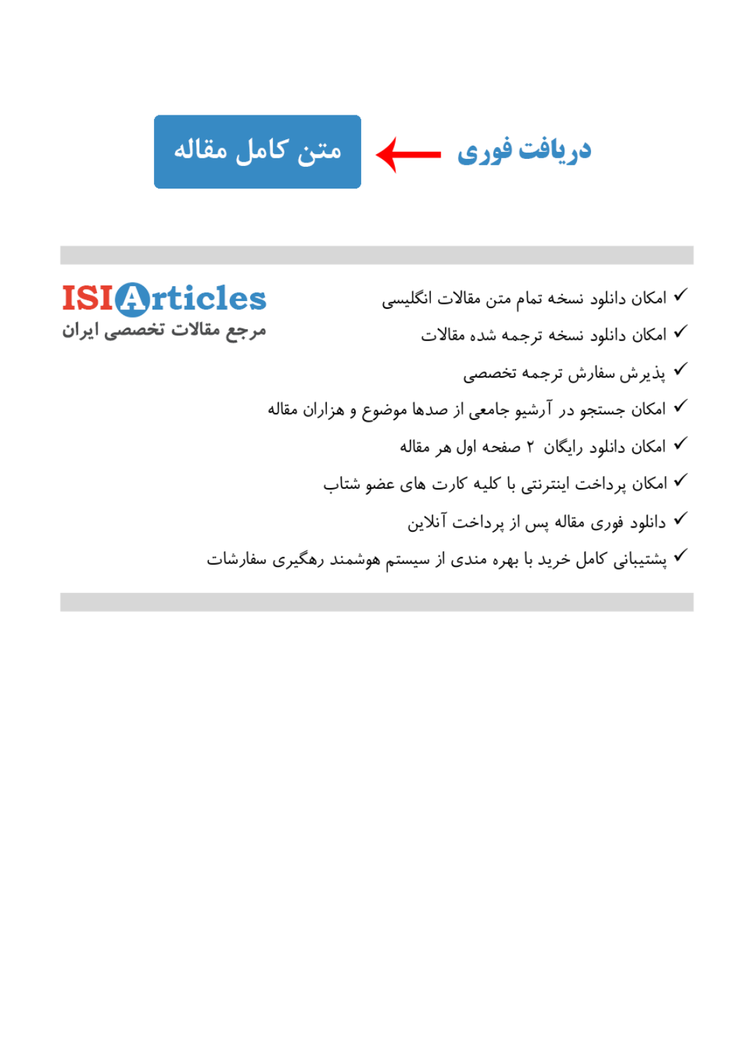دریافت فوری ← **متن کامل مقاله**

**ISIArticles**
مرجع مقالات تخصصی ایران

- ✓ امکان دانلود نسخه تمام متن مقالات انگلیسی
- ✓ امکان دانلود نسخه ترجمه شده مقالات
- ✓ پذیرش سفارش ترجمه تخصصی
- ✓ امکان جستجو در آرشیو جامعی از صدها موضوع و هزاران مقاله
- ✓ امکان دانلود رایگان ۲ صفحه اول هر مقاله
- ✓ امکان پرداخت اینترنتی با کلیه کارت های عضو شتاب
- ✓ دانلود فوری مقاله پس از پرداخت آنلاین
- ✓ پشتیبانی کامل خرید با بهره مندی از سیستم هوشمند رهگیری سفارشات